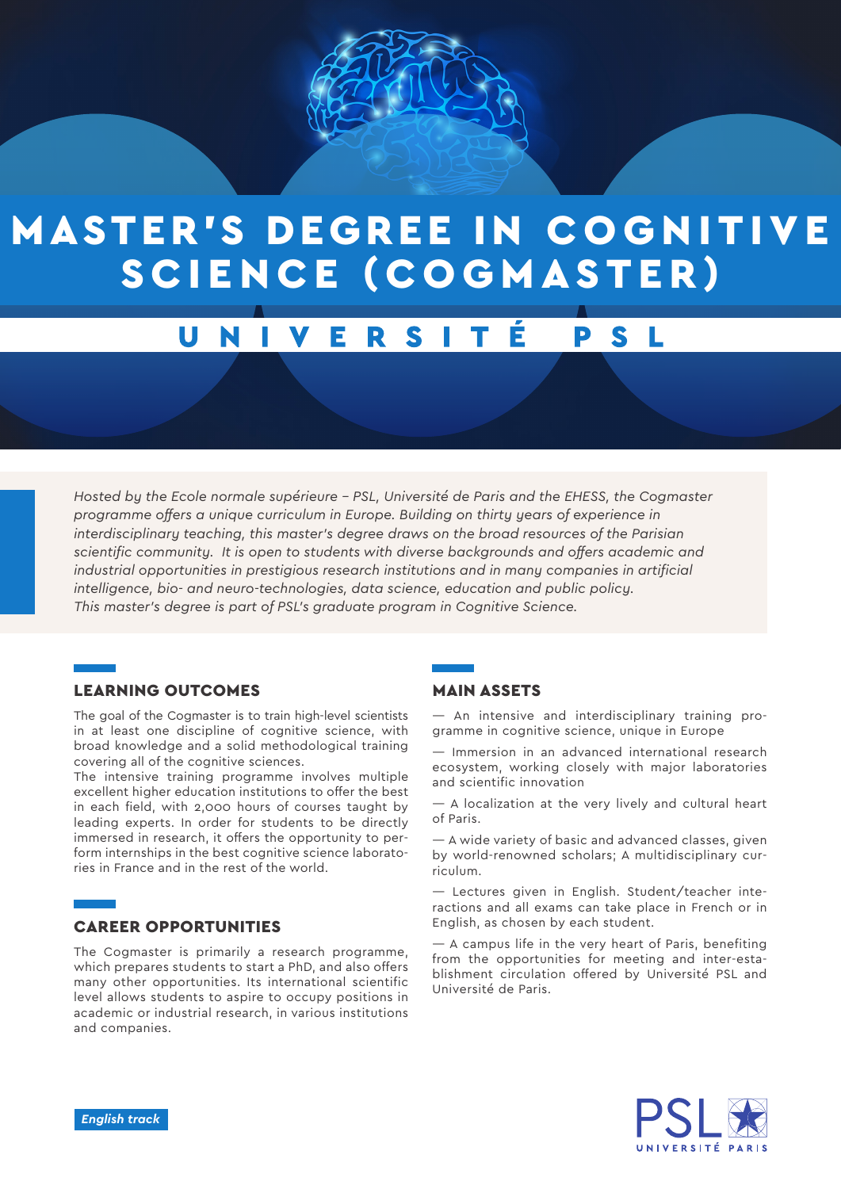# MASTER'S DEGREE IN COGNITIVE SCIENCE (COGMASTER)

## UNIVERSITÉ PSL

*Hosted by the Ecole normale supérieure – PSL, Université de Paris and the EHESS, the Cogmaster programme offers a unique curriculum in Europe. Building on thirty years of experience in interdisciplinary teaching, this master's degree draws on the broad resources of the Parisian scientific community. It is open to students with diverse backgrounds and offers academic and industrial opportunities in prestigious research institutions and in many companies in artificial intelligence, bio- and neuro-technologies, data science, education and public policy. This master's degree is part of PSL's graduate program in Cognitive Science.*

### LEARNING OUTCOMES

The goal of the Cogmaster is to train high-level scientists in at least one discipline of cognitive science, with broad knowledge and a solid methodological training covering all of the cognitive sciences.
The intensive training programme involves multiple excellent higher education institutions to offer the best in each field, with 2,000 hours of courses taught by leading experts. In order for students to be directly immersed in research, it offers the opportunity to perform internships in the best cognitive science laboratories in France and in the rest of the world.

### CAREER OPPORTUNITIES

The Cogmaster is primarily a research programme, which prepares students to start a PhD, and also offers many other opportunities. Its international scientific level allows students to aspire to occupy positions in academic or industrial research, in various institutions and companies.

### MAIN ASSETS

— An intensive and interdisciplinary training programme in cognitive science, unique in Europe

— Immersion in an advanced international research ecosystem, working closely with major laboratories and scientific innovation

— A localization at the very lively and cultural heart of Paris.

— A wide variety of basic and advanced classes, given by world-renowned scholars; A multidisciplinary curriculum.

— Lectures given in English. Student/teacher interactions and all exams can take place in French or in English, as chosen by each student.

— A campus life in the very heart of Paris, benefiting from the opportunities for meeting and inter-establishment circulation offered by Université PSL and Université de Paris.

***English track***

PSL UNIVERSITÉ PARIS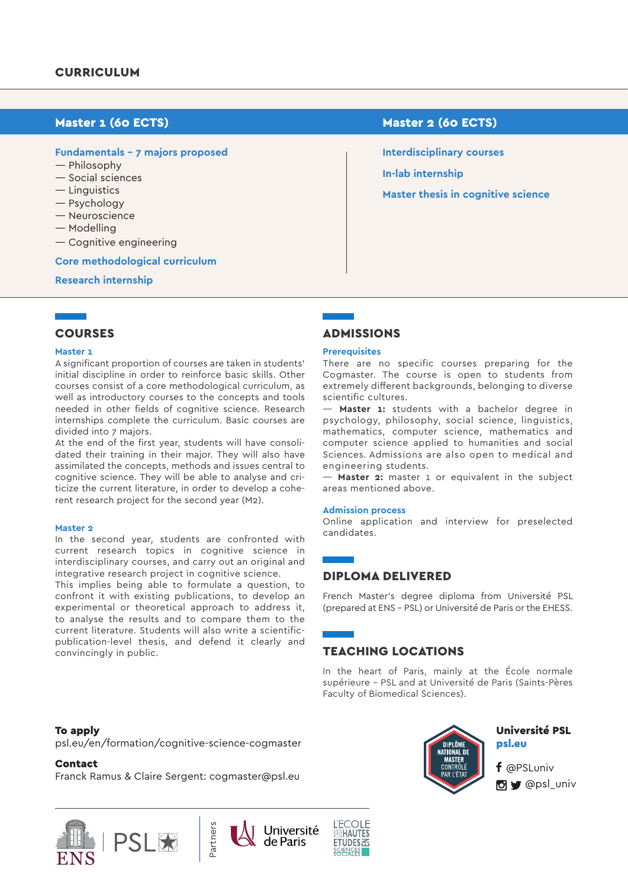## CURRICULUM

### Master 1 (60 ECTS)

**Fundamentals – 7 majors proposed**
— Philosophy
— Social sciences
— Linguistics
— Psychology
— Neuroscience
— Modelling
— Cognitive engineering

**Core methodological curriculum**

**Research internship**

### Master 2 (60 ECTS)

**Interdisciplinary courses**

**In-lab internship**

**Master thesis in cognitive science**

## COURSES

**Master 1**
A significant proportion of courses are taken in students' initial discipline in order to reinforce basic skills. Other courses consist of a core methodological curriculum, as well as introductory courses to the concepts and tools needed in other fields of cognitive science. Research internships complete the curriculum. Basic courses are divided into 7 majors.
At the end of the first year, students will have consolidated their training in their major. They will also have assimilated the concepts, methods and issues central to cognitive science. They will be able to analyse and criticize the current literature, in order to develop a coherent research project for the second year (M2).

**Master 2**
In the second year, students are confronted with current research topics in cognitive science in interdisciplinary courses, and carry out an original and integrative research project in cognitive science.
This implies being able to formulate a question, to confront it with existing publications, to develop an experimental or theoretical approach to address it, to analyse the results and to compare them to the current literature. Students will also write a scientific-publication-level thesis, and defend it clearly and convincingly in public.

## ADMISSIONS

**Prerequisites**
There are no specific courses preparing for the Cogmaster. The course is open to students from extremely different backgrounds, belonging to diverse scientific cultures.
— **Master 1:** students with a bachelor degree in psychology, philosophy, social science, linguistics, mathematics, computer science, mathematics and computer science applied to humanities and social Sciences. Admissions are also open to medical and engineering students.
— **Master 2:** master 1 or equivalent in the subject areas mentioned above.

**Admission process**
Online application and interview for preselected candidates.

## DIPLOMA DELIVERED

French Master's degree diploma from Université PSL (prepared at ENS – PSL) or Université de Paris or the EHESS.

## TEACHING LOCATIONS

In the heart of Paris, mainly at the École normale supérieure – PSL and at Université de Paris (Saints-Pères Faculty of Biomedical Sciences).

**To apply**
psl.eu/en/formation/cognitive-science-cogmaster

**Contact**
Franck Ramus & Claire Sergent: cogmaster@psl.eu

DIPLÔME NATIONAL DE MASTER CONTRÔLÉ PAR L'ÉTAT

**Université PSL**
**psl.eu**
@PSLuniv
@psl_univ

ENS | PSL

Partners

Université de Paris

L'ÉCOLE DES HAUTES ÉTUDES EN SCIENCES SOCIALES